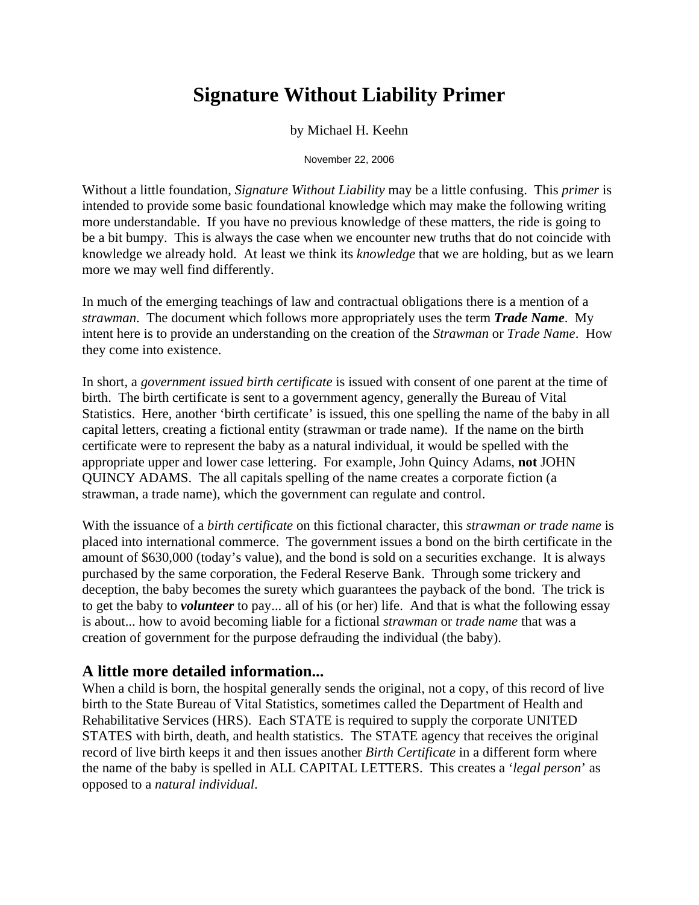# Signature Without Liability Primer

by Michael H. Keehn

November 22, 2006

Without a little foundation, *Signature Without Liability* may be a little confusing. This *primer* is intended to provide some basic foundational knowledge which may make the following writing more understandable. If you have no previous knowledge of these matters, the ride is going to be a bit bumpy. This is always the case when we encounter new truths that do not coincide with knowledge we already hold. At least we think its *knowledge* that we are holding, but as we learn more we may well find differently.

In much of the emerging teachings of law and contractual obligations there is a mention of a *strawman*. The document which follows more appropriately uses the term ***Trade Name***. My intent here is to provide an understanding on the creation of the *Strawman* or *Trade Name*. How they come into existence.

In short, a *government issued birth certificate* is issued with consent of one parent at the time of birth. The birth certificate is sent to a government agency, generally the Bureau of Vital Statistics. Here, another 'birth certificate' is issued, this one spelling the name of the baby in all capital letters, creating a fictional entity (strawman or trade name). If the name on the birth certificate were to represent the baby as a natural individual, it would be spelled with the appropriate upper and lower case lettering. For example, John Quincy Adams, **not** JOHN QUINCY ADAMS. The all capitals spelling of the name creates a corporate fiction (a strawman, a trade name), which the government can regulate and control.

With the issuance of a *birth certificate* on this fictional character, this *strawman or trade name* is placed into international commerce. The government issues a bond on the birth certificate in the amount of $630,000 (today's value), and the bond is sold on a securities exchange. It is always purchased by the same corporation, the Federal Reserve Bank. Through some trickery and deception, the baby becomes the surety which guarantees the payback of the bond. The trick is to get the baby to ***volunteer*** to pay... all of his (or her) life. And that is what the following essay is about... how to avoid becoming liable for a fictional *strawman* or *trade name* that was a creation of government for the purpose defrauding the individual (the baby).

## A little more detailed information...

When a child is born, the hospital generally sends the original, not a copy, of this record of live birth to the State Bureau of Vital Statistics, sometimes called the Department of Health and Rehabilitative Services (HRS). Each STATE is required to supply the corporate UNITED STATES with birth, death, and health statistics. The STATE agency that receives the original record of live birth keeps it and then issues another *Birth Certificate* in a different form where the name of the baby is spelled in ALL CAPITAL LETTERS. This creates a '*legal person*' as opposed to a *natural individual*.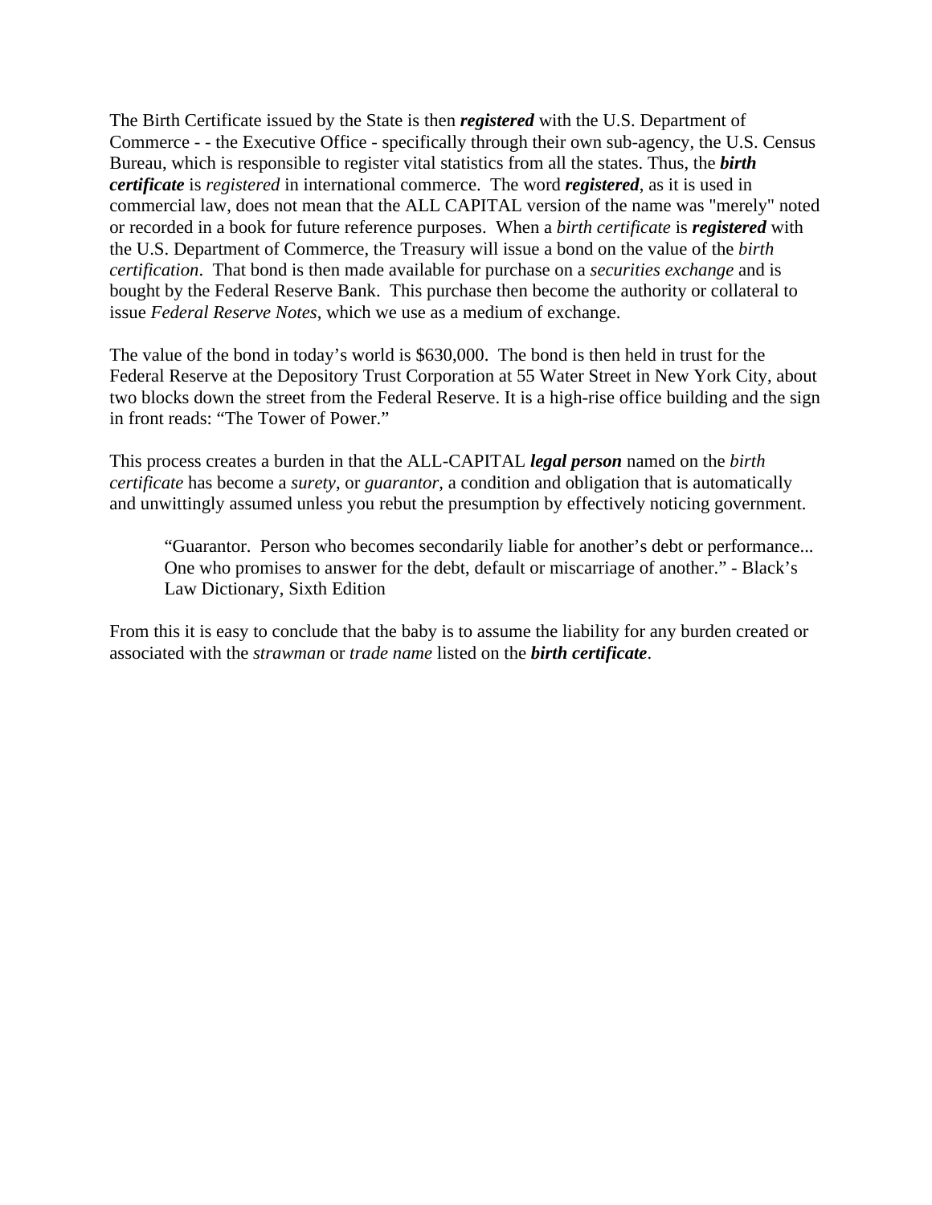The Birth Certificate issued by the State is then ***registered*** with the U.S. Department of Commerce - - the Executive Office - specifically through their own sub-agency, the U.S. Census Bureau, which is responsible to register vital statistics from all the states. Thus, the ***birth certificate*** is *registered* in international commerce. The word ***registered***, as it is used in commercial law, does not mean that the ALL CAPITAL version of the name was "merely" noted or recorded in a book for future reference purposes. When a *birth certificate* is ***registered*** with the U.S. Department of Commerce, the Treasury will issue a bond on the value of the *birth certification*. That bond is then made available for purchase on a *securities exchange* and is bought by the Federal Reserve Bank. This purchase then become the authority or collateral to issue *Federal Reserve Notes*, which we use as a medium of exchange.

The value of the bond in today's world is $630,000. The bond is then held in trust for the Federal Reserve at the Depository Trust Corporation at 55 Water Street in New York City, about two blocks down the street from the Federal Reserve. It is a high-rise office building and the sign in front reads: "The Tower of Power."

This process creates a burden in that the ALL-CAPITAL ***legal person*** named on the *birth certificate* has become a *surety*, or *guarantor*, a condition and obligation that is automatically and unwittingly assumed unless you rebut the presumption by effectively noticing government.

> "Guarantor. Person who becomes secondarily liable for another's debt or performance... One who promises to answer for the debt, default or miscarriage of another." - Black's Law Dictionary, Sixth Edition

From this it is easy to conclude that the baby is to assume the liability for any burden created or associated with the *strawman* or *trade name* listed on the ***birth certificate***.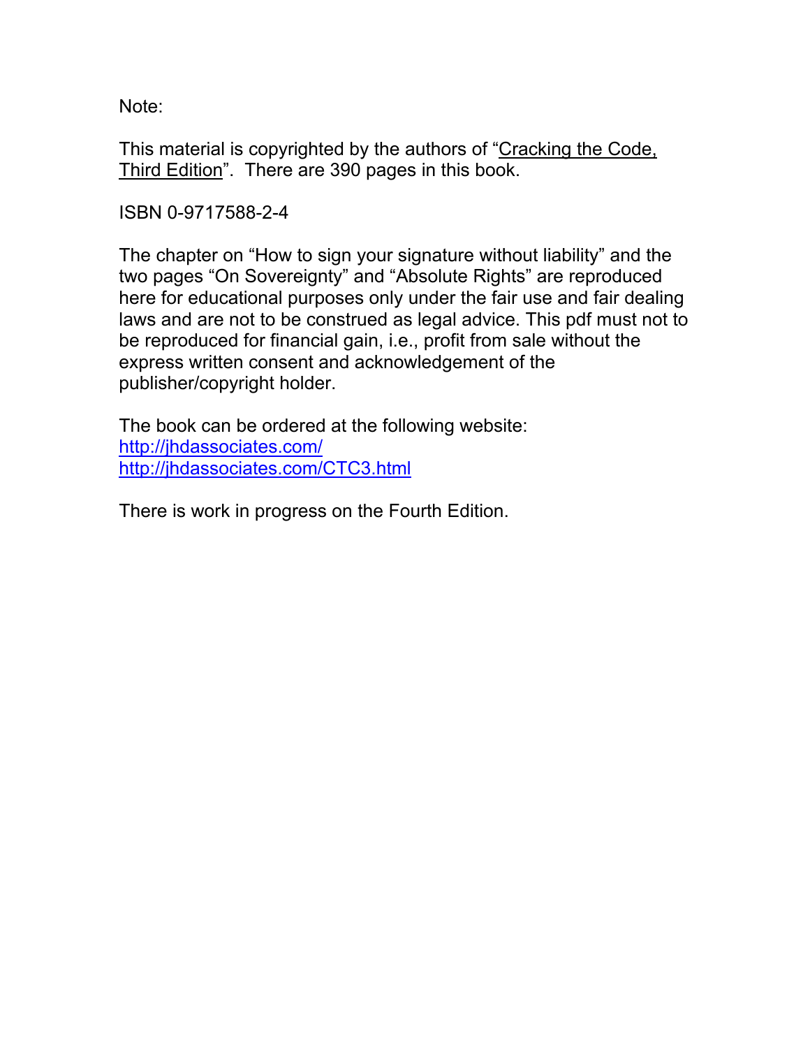Note:

This material is copyrighted by the authors of "Cracking the Code, Third Edition". There are 390 pages in this book.

ISBN 0-9717588-2-4

The chapter on "How to sign your signature without liability" and the two pages "On Sovereignty" and "Absolute Rights" are reproduced here for educational purposes only under the fair use and fair dealing laws and are not to be construed as legal advice. This pdf must not to be reproduced for financial gain, i.e., profit from sale without the express written consent and acknowledgement of the publisher/copyright holder.

The book can be ordered at the following website:
http://jhdassociates.com/
http://jhdassociates.com/CTC3.html

There is work in progress on the Fourth Edition.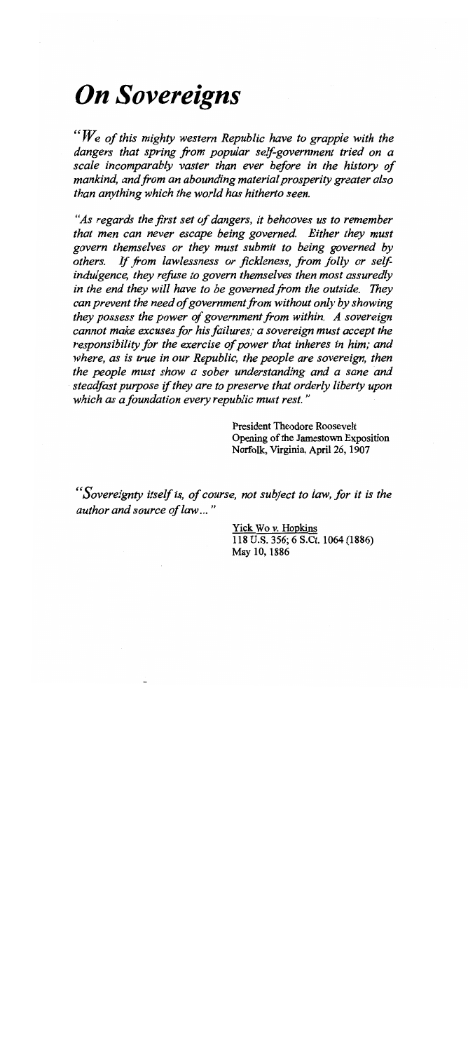# *On Sovereigns*

*"We of this mighty western Republic have to grapple with the dangers that spring from popular self-government tried on a scale incomparably vaster than ever before in the history of mankind, and from an abounding material prosperity greater also than anything which the world has hitherto seen.*

*"As regards the first set of dangers, it behooves us to remember that men can never escape being governed. Either they must govern themselves or they must submit to being governed by others. If from lawlessness or fickleness, from folly or self-indulgence, they refuse to govern themselves then most assuredly in the end they will have to be governed from the outside. They can prevent the need of government from without only by showing they possess the power of government from within. A sovereign cannot make excuses for his failures; a sovereign must accept the responsibility for the exercise of power that inheres in him; and where, as is true in our Republic, the people are sovereign, then the people must show a sober understanding and a sane and steadfast purpose if they are to preserve that orderly liberty upon which as a foundation every republic must rest."*

President Theodore Roosevelt
Opening of the Jamestown Exposition
Norfolk, Virginia, April 26, 1907

*"Sovereignty itself is, of course, not subject to law, for it is the author and source of law..."*

Yick Wo v. Hopkins
118 U.S. 356; 6 S.Ct. 1064 (1886)
May 10, 1886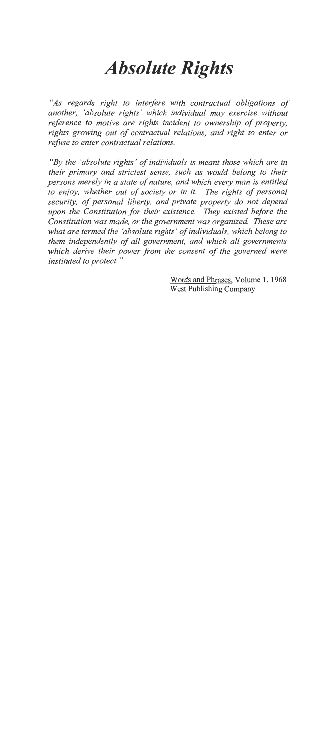# *Absolute Rights*

*"As regards right to interfere with contractual obligations of another, 'absolute rights' which individual may exercise without reference to motive are rights incident to ownership of property, rights growing out of contractual relations, and right to enter or refuse to enter contractual relations.*

*"By the 'absolute rights' of individuals is meant those which are in their primary and strictest sense, such as would belong to their persons merely in a state of nature, and which every man is entitled to enjoy, whether out of society or in it. The rights of personal security, of personal liberty, and private property do not depend upon the Constitution for their existence. They existed before the Constitution was made, or the government was organized. These are what are termed the 'absolute rights' of individuals, which belong to them independently of all government, and which all governments which derive their power from the consent of the governed were instituted to protect."*

Words and Phrases, Volume 1, 1968
West Publishing Company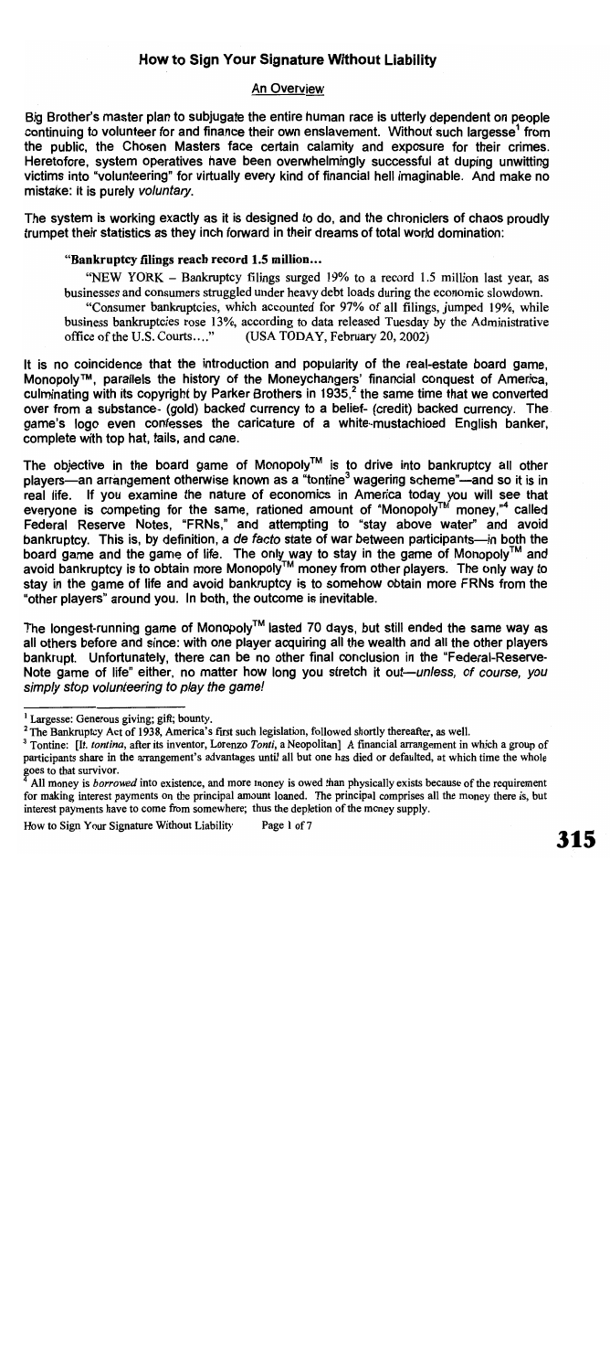# How to Sign Your Signature Without Liability

## An Overview

Big Brother's master plan to subjugate the entire human race is utterly dependent on people continuing to volunteer for and finance their own enslavement. Without such largesse[1] from the public, the Chosen Masters face certain calamity and exposure for their crimes. Heretofore, system operatives have been overwhelmingly successful at duping unwitting victims into "volunteering" for virtually every kind of financial hell imaginable. And make no mistake: it is purely *voluntary*.

The system is working exactly as it is designed to do, and the chroniclers of chaos proudly trumpet their statistics as they inch forward in their dreams of total world domination:

> **"Bankruptcy filings reach record 1.5 million…**
>
> "NEW YORK – Bankruptcy filings surged 19% to a record 1.5 million last year, as businesses and consumers struggled under heavy debt loads during the economic slowdown.
>
> "Consumer bankruptcies, which accounted for 97% of all filings, jumped 19%, while business bankruptcies rose 13%, according to data released Tuesday by the Administrative office of the U.S. Courts…" (USA TODAY, February 20, 2002)

It is no coincidence that the introduction and popularity of the real-estate board game, Monopoly™, parallels the history of the Moneychangers' financial conquest of America, culminating with its copyright by Parker Brothers in 1935,[2] the same time that we converted over from a substance- (gold) backed currency to a belief- (credit) backed currency. The game's logo even confesses the caricature of a white-mustachioed English banker, complete with top hat, tails, and cane.

The objective in the board game of Monopoly™ is to drive into bankruptcy all other players—an arrangement otherwise known as a "tontine[3] wagering scheme"—and so it is in real life. If you examine the nature of economics in America today you will see that everyone is competing for the same, rationed amount of "Monopoly™ money,"[4] called Federal Reserve Notes, "FRNs," and attempting to "stay above water" and avoid bankruptcy. This is, by definition, a *de facto* state of war between participants—in both the board game and the game of life. The only way to stay in the game of Monopoly™ and avoid bankruptcy is to obtain more Monopoly™ money from other players. The only way to stay in the game of life and avoid bankruptcy is to somehow obtain more FRNs from the "other players" around you. In both, the outcome is inevitable.

The longest-running game of Monopoly™ lasted 70 days, but still ended the same way as all others before and since: with one player acquiring all the wealth and all the other players bankrupt. Unfortunately, there can be no other final conclusion in the "Federal-Reserve-Note game of life" either, no matter how long you stretch it out—*unless, of course, you simply stop volunteering to play the game!*

---

[1] Largesse: Generous giving; gift; bounty.

[2] The Bankruptcy Act of 1938, America's first such legislation, followed shortly thereafter, as well.

[3] Tontine: [*It. tontina*, after its inventor, Lorenzo *Tonti*, a Neopolitan] A financial arrangement in which a group of participants share in the arrangement's advantages until all but one has died or defaulted, at which time the whole goes to that survivor.

[4] All money is *borrowed* into existence, and more money is owed than physically exists because of the requirement for making interest payments on the principal amount loaned. The principal comprises all the money there is, but interest payments have to come from somewhere; thus the depletion of the money supply.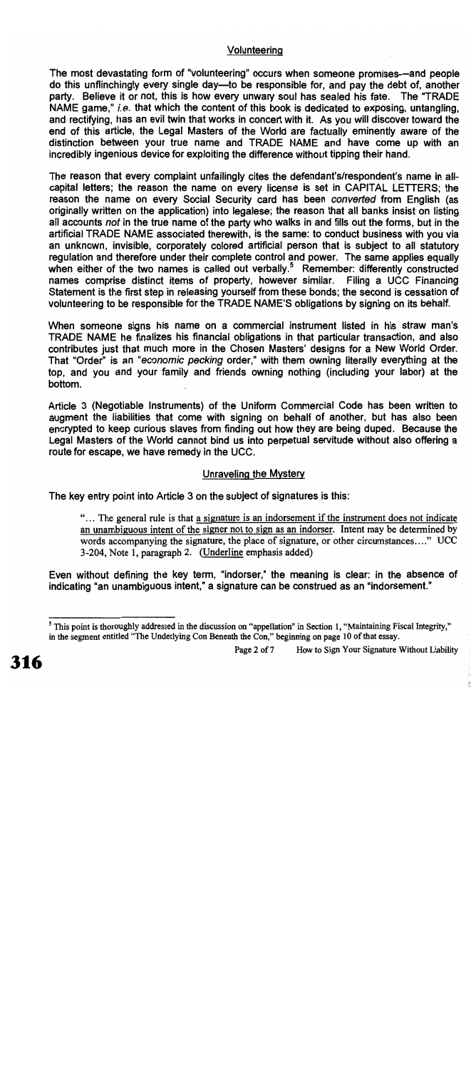## Volunteering

The most devastating form of "volunteering" occurs when someone promises—and people do this unflinchingly every single day—to be responsible for, and pay the debt of, another party. Believe it or not, this is how every unwary soul has sealed his fate. The "TRADE NAME game," *i.e.* that which the content of this book is dedicated to exposing, untangling, and rectifying, has an evil twin that works in concert with it. As you will discover toward the end of this article, the Legal Masters of the World are factually eminently aware of the distinction between your true name and TRADE NAME and have come up with an incredibly ingenious device for exploiting the difference without tipping their hand.

The reason that every complaint unfailingly cites the defendant's/respondent's name in all-capital letters; the reason the name on every license is set in CAPITAL LETTERS; the reason the name on every Social Security card has been *converted* from English (as originally written on the application) into legalese; the reason that all banks insist on listing all accounts *not* in the true name of the party who walks in and fills out the forms, but in the artificial TRADE NAME associated therewith, is the same: to conduct business with you via an unknown, invisible, corporately colored artificial person that is subject to all statutory regulation and therefore under their complete control and power. The same applies equally when either of the two names is called out verbally.[5] Remember: differently constructed names comprise distinct items of property, however similar. Filing a UCC Financing Statement is the first step in releasing yourself from these bonds; the second is cessation of volunteering to be responsible for the TRADE NAME'S obligations by signing on its behalf.

When someone signs his name on a commercial instrument listed in his straw man's TRADE NAME he finalizes his financial obligations in that particular transaction, and also contributes just that much more in the Chosen Masters' designs for a New World Order. That "Order" is an "*economic pecking* order," with them owning literally everything at the top, and you and your family and friends owning nothing (including your labor) at the bottom.

Article 3 (Negotiable Instruments) of the Uniform Commercial Code has been written to augment the liabilities that come with signing on behalf of another, but has also been encrypted to keep curious slaves from finding out how they are being duped. Because the Legal Masters of the World cannot bind us into perpetual servitude without also offering a route for escape, we have remedy in the UCC.

## Unraveling the Mystery

The key entry point into Article 3 on the subject of signatures is this:

> "... The general rule is that <u>a signature is an indorsement if the instrument does not indicate an unambiguous intent of the signer not to sign as an indorser</u>. Intent may be determined by words accompanying the signature, the place of signature, or other circumstances...." UCC 3-204, Note 1, paragraph 2. (<u>Underline</u> emphasis added)

Even without defining the key term, "indorser," the meaning is clear: in the absence of indicating "an unambiguous intent," a signature can be construed as an "indorsement."

---

[5] This point is thoroughly addressed in the discussion on "appellation" in Section 1, "Maintaining Fiscal Integrity," in the segment entitled "The Underlying Con Beneath the Con," beginning on page 10 of that essay.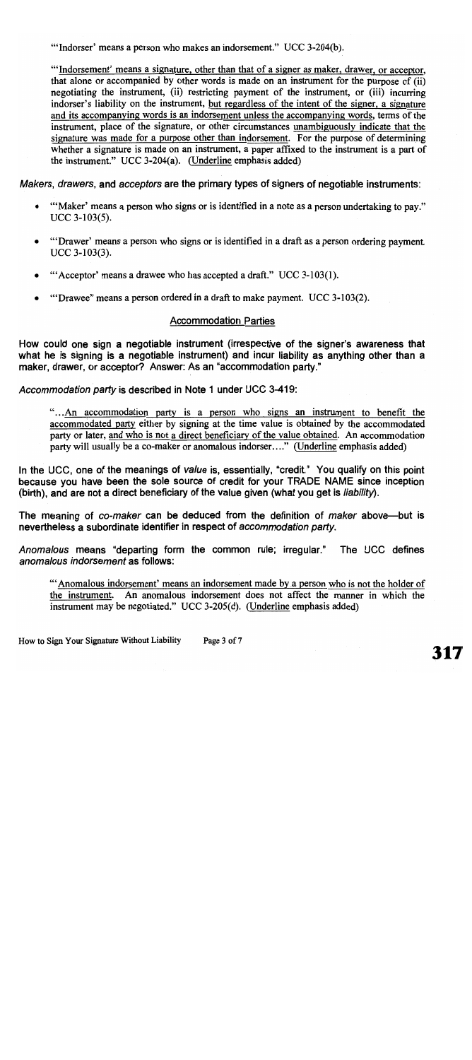"'Indorser' means a person who makes an indorsement." UCC 3-204(b).

> "'Indorsement' means a signature, other than that of a signer as maker, drawer, or acceptor, that alone or accompanied by other words is made on an instrument for the purpose of (ii) negotiating the instrument, (ii) restricting payment of the instrument, or (iii) incurring indorser's liability on the instrument, but regardless of the intent of the signer, a signature and its accompanying words is an indorsement unless the accompanying words, terms of the instrument, place of the signature, or other circumstances unambiguously indicate that the signature was made for a purpose other than indorsement. For the purpose of determining whether a signature is made on an instrument, a paper affixed to the instrument is a part of the instrument." UCC 3-204(a). (Underline emphasis added)

*Makers, drawers,* and *acceptors* are the primary types of signers of negotiable instruments:

- "'Maker' means a person who signs or is identified in a note as a person undertaking to pay." UCC 3-103(5).
- "'Drawer' means a person who signs or is identified in a draft as a person ordering payment. UCC 3-103(3).
- "'Acceptor' means a drawee who has accepted a draft." UCC 3-103(1).
- "'Drawee" means a person ordered in a draft to make payment. UCC 3-103(2).

## Accommodation Parties

How could one sign a negotiable instrument (irrespective of the signer's awareness that what he is signing is a negotiable instrument) and incur liability as anything other than a maker, drawer, or acceptor? Answer: As an "accommodation party."

*Accommodation party* is described in Note 1 under UCC 3-419:

> "...An accommodation party is a person who signs an instrument to benefit the accommodated party either by signing at the time value is obtained by the accommodated party or later, and who is not a direct beneficiary of the value obtained. An accommodation party will usually be a co-maker or anomalous indorser...." (Underline emphasis added)

In the UCC, one of the meanings of *value* is, essentially, "credit." You qualify on this point because you have been the sole source of credit for your TRADE NAME since inception (birth), and are not a direct beneficiary of the value given (what you get is *liability*).

The meaning of *co-maker* can be deduced from the definition of *maker* above—but is nevertheless a subordinate identifier in respect of *accommodation party*.

*Anomalous* means "departing form the common rule; irregular." The UCC defines *anomalous indorsement* as follows:

> "'Anomalous indorsement' means an indorsement made by a person who is not the holder of the instrument. An anomalous indorsement does not affect the manner in which the instrument may be negotiated." UCC 3-205(d). (Underline emphasis added)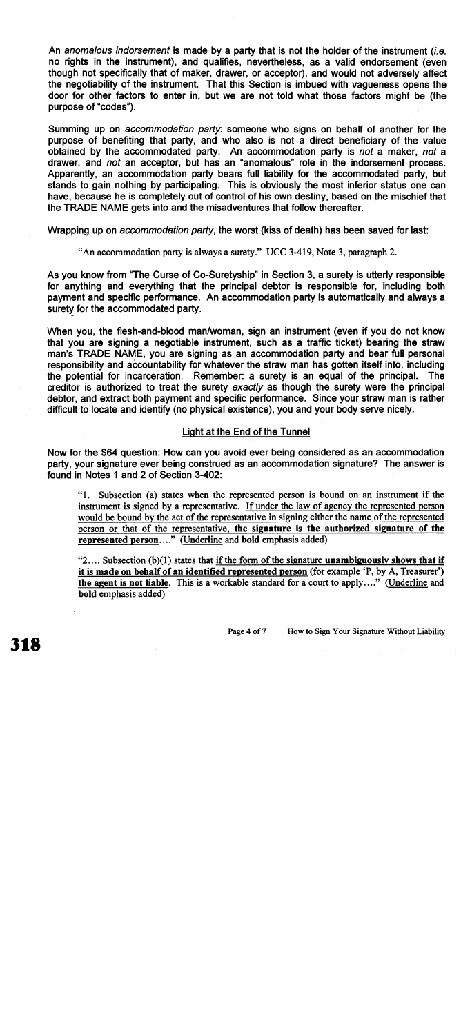An *anomalous indorsement* is made by a party that is not the holder of the instrument (*i.e.* no rights in the instrument), and qualifies, nevertheless, as a valid endorsement (even though not specifically that of maker, drawer, or acceptor), and would not adversely affect the negotiability of the instrument. That this Section is imbued with vagueness opens the door for other factors to enter in, but we are not told what those factors might be (the purpose of "codes").

Summing up on *accommodation party*: someone who signs on behalf of another for the purpose of benefiting that party, and who also is not a direct beneficiary of the value obtained by the accommodated party. An accommodation party is *not* a maker, *not* a drawer, and *not* an acceptor, but has an "anomalous" role in the indorsement process. Apparently, an accommodation party bears full liability for the accommodated party, but stands to gain nothing by participating. This is obviously the most inferior status one can have, because he is completely out of control of his own destiny, based on the mischief that the TRADE NAME gets into and the misadventures that follow thereafter.

Wrapping up on *accommodation party*, the worst (kiss of death) has been saved for last:

> "An accommodation party is always a surety." UCC 3-419, Note 3, paragraph 2.

As you know from "The Curse of Co-Suretyship" in Section 3, a surety is utterly responsible for anything and everything that the principal debtor is responsible for, including both payment and specific performance. An accommodation party is automatically and always a surety for the accommodated party.

When you, the flesh-and-blood man/woman, sign an instrument (even if you do not know that you are signing a negotiable instrument, such as a traffic ticket) bearing the straw man's TRADE NAME, you are signing as an accommodation party and bear full personal responsibility and accountability for whatever the straw man has gotten itself into, including the potential for incarceration. Remember: a surety is an equal of the principal. The creditor is authorized to treat the surety *exactly* as though the surety were the principal debtor, and extract both payment and specific performance. Since your straw man is rather difficult to locate and identify (no physical existence), you and your body serve nicely.

### <u>Light at the End of the Tunnel</u>

Now for the $64 question: How can you avoid ever being considered as an accommodation party, your signature ever being construed as an accommodation signature? The answer is found in Notes 1 and 2 of Section 3-402:

> "1. Subsection (a) states when the represented person is bound on an instrument if the instrument is signed by a representative. <u>If under the law of agency the represented person would be bound by the act of the representative in signing either the name of the represented person or that of the representative, **the signature is the authorized signature of the represented person**</u>…." (<u>Underline</u> and **bold** emphasis added)

> "2…. Subsection (b)(1) states that <u>if the form of the signature **unambiguously shows that if it is made on behalf of an identified represented person** (for example 'P, by A, Treasurer') **the agent is not liable**</u>. This is a workable standard for a court to apply…." (<u>Underline</u> and **bold** emphasis added)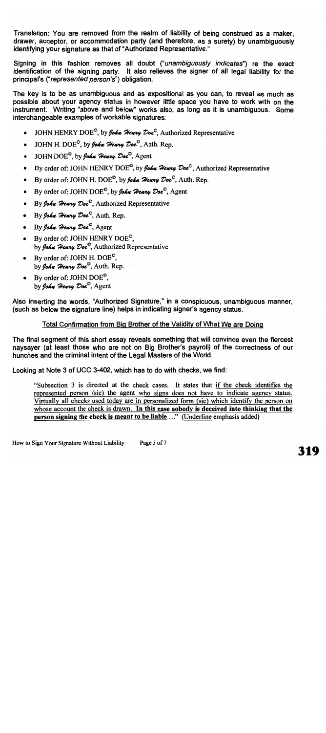Translation: You are removed from the realm of liability of being construed as a maker, drawer, acceptor, or accommodation party (and therefore, as a surety) by unambiguously identifying your signature as that of "Authorized Representative."

Signing in this fashion removes all doubt ("*unambiguously indicates*") re the exact identification of the signing party. It also relieves the signer of all legal liability for the principal's ("*represented person's*") obligation.

The key is to be as unambiguous and as expositional as you can, to reveal as much as possible about your agency status in however little space you have to work with on the instrument. Writing "above and below" works also, as long as it is unambiguous. Some interchangeable examples of workable signatures:

- JOHN HENRY DOE©, by *John Henry Doe*©, Authorized Representative
- JOHN H. DOE©, by *John Henry Doe*©, Auth. Rep.
- JOHN DOE©, by *John Henry Doe*©, Agent
- By order of: JOHN HENRY DOE©, by *John Henry Doe*©, Authorized Representative
- By order of: JOHN H. DOE©, by *John Henry Doe*©, Auth. Rep.
- By order of: JOHN DOE©, by *John Henry Doe*©, Agent
- By *John Henry Doe*©, Authorized Representative
- By *John Henry Doe*©, Auth. Rep.
- By *John Henry Doe*©, Agent
- By order of: JOHN HENRY DOE©,
  by *John Henry Doe*©, Authorized Representative
- By order of: JOHN H. DOE©,
  by *John Henry Doe*©, Auth. Rep.
- By order of: JOHN DOE©,
  by *John Henry Doe*©, Agent

Also inserting the words, "Authorized Signature," in a conspicuous, unambiguous manner, (such as below the signature line) helps in indicating signer's agency status.

## Total Confirmation from Big Brother of the Validity of What We are Doing

The final segment of this short essay reveals something that will convince even the fiercest naysayer (at least those who are not on Big Brother's payroll) of the correctness of our hunches and the criminal intent of the Legal Masters of the World.

Looking at Note 3 of UCC 3-402, which has to do with checks, we find:

> "Subsection 3 is directed at the check cases. It states that if the check identifies the represented person (sic) the agent who signs does not have to indicate agency status. Virtually all checks used today are in personalized form (sic) which identify the person on whose account the check is drawn. **In this case nobody is deceived into thinking that the person signing the check is meant to be liable**...." (Underline emphasis added)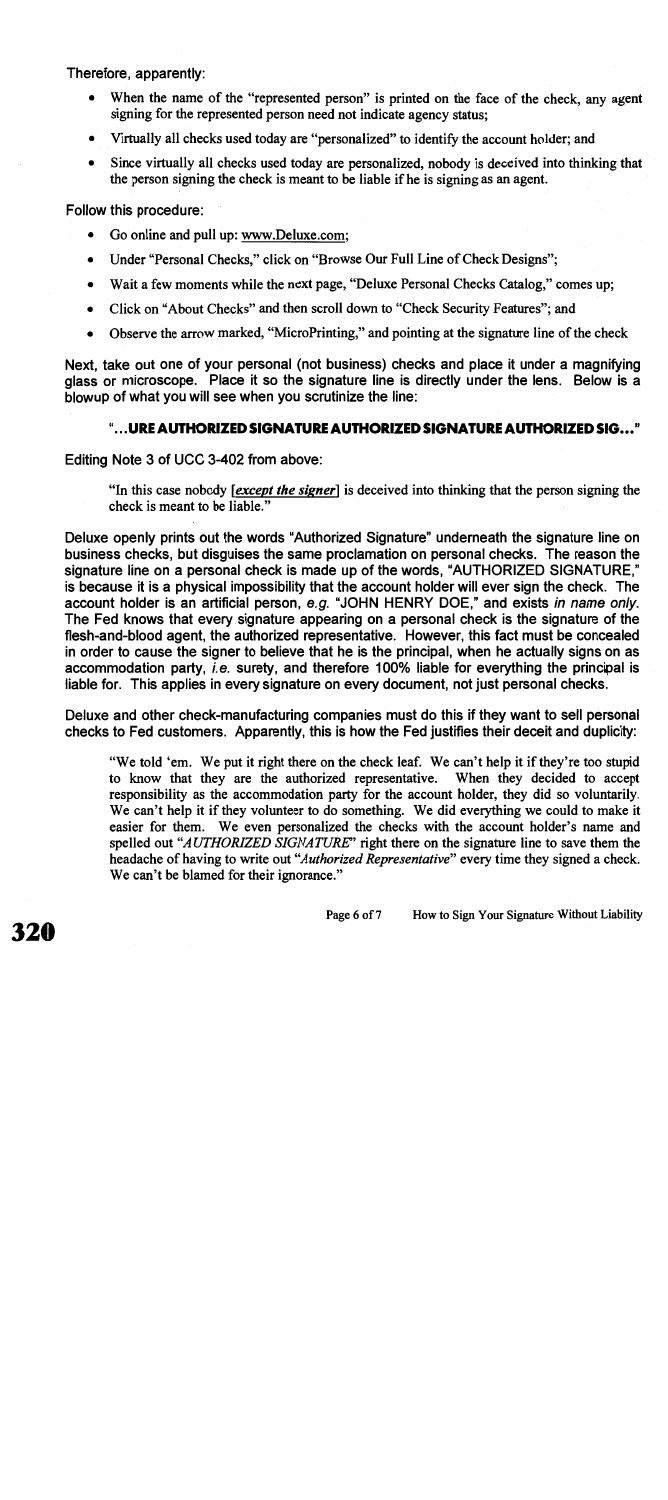Therefore, apparently:

- When the name of the "represented person" is printed on the face of the check, any agent signing for the represented person need not indicate agency status;
- Virtually all checks used today are "personalized" to identify the account holder; and
- Since virtually all checks used today are personalized, nobody is deceived into thinking that the person signing the check is meant to be liable if he is signing as an agent.

Follow this procedure:

- Go online and pull up: www.Deluxe.com;
- Under "Personal Checks," click on "Browse Our Full Line of Check Designs";
- Wait a few moments while the next page, "Deluxe Personal Checks Catalog," comes up;
- Click on "About Checks" and then scroll down to "Check Security Features"; and
- Observe the arrow marked, "MicroPrinting," and pointing at the signature line of the check

Next, take out one of your personal (not business) checks and place it under a magnifying glass or microscope. Place it so the signature line is directly under the lens. Below is a blowup of what you will see when you scrutinize the line:

**"...URE AUTHORIZED SIGNATURE AUTHORIZED SIGNATURE AUTHORIZED SIG..."**

Editing Note 3 of UCC 3-402 from above:

> "In this case nobody ***[except the signer]*** is deceived into thinking that the person signing the check is meant to be liable."

Deluxe openly prints out the words "Authorized Signature" underneath the signature line on business checks, but disguises the same proclamation on personal checks. The reason the signature line on a personal check is made up of the words, "AUTHORIZED SIGNATURE," is because it is a physical impossibility that the account holder will ever sign the check. The account holder is an artificial person, *e.g.* "JOHN HENRY DOE," and exists *in name only*. The Fed knows that every signature appearing on a personal check is the signature of the flesh-and-blood agent, the authorized representative. However, this fact must be concealed in order to cause the signer to believe that he is the principal, when he actually signs on as accommodation party, *i.e.* surety, and therefore 100% liable for everything the principal is liable for. This applies in every signature on every document, not just personal checks.

Deluxe and other check-manufacturing companies must do this if they want to sell personal checks to Fed customers. Apparently, this is how the Fed justifies their deceit and duplicity:

> "We told 'em. We put it right there on the check leaf. We can't help it if they're too stupid to know that they are the authorized representative. When they decided to accept responsibility as the accommodation party for the account holder, they did so voluntarily. We can't help it if they volunteer to do something. We did everything we could to make it easier for them. We even personalized the checks with the account holder's name and spelled out "*AUTHORIZED SIGNATURE*" right there on the signature line to save them the headache of having to write out "*Authorized Representative*" every time they signed a check. We can't be blamed for their ignorance."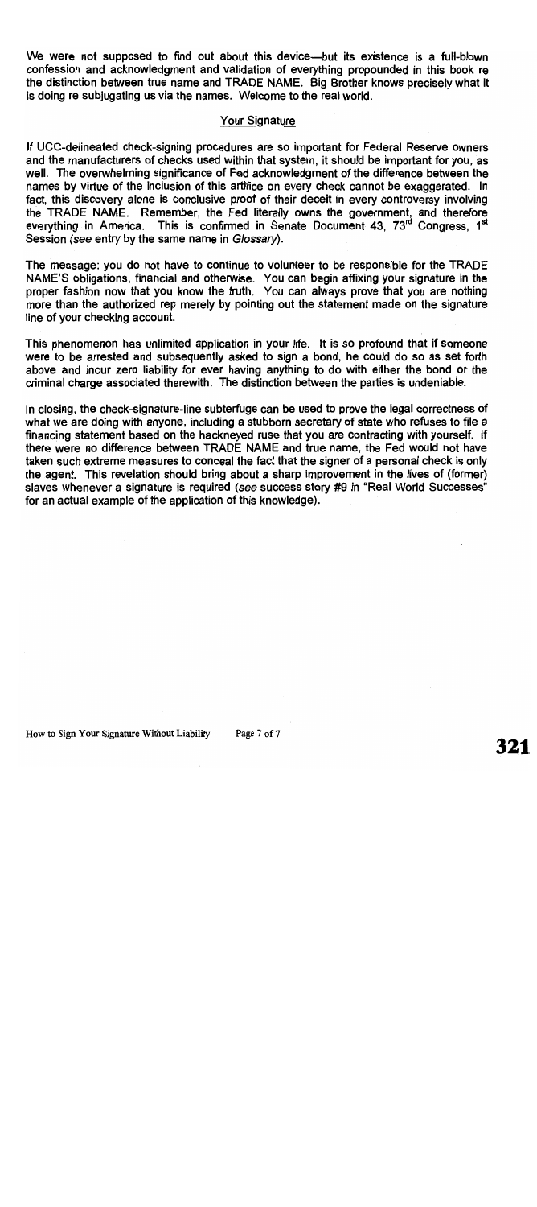We were not supposed to find out about this device—but its existence is a full-blown confession and acknowledgment and validation of everything propounded in this book re the distinction between true name and TRADE NAME. Big Brother knows precisely what it is doing re subjugating us via the names. Welcome to the real world.

## Your Signature

If UCC-delineated check-signing procedures are so important for Federal Reserve owners and the manufacturers of checks used within that system, it should be important for you, as well. The overwhelming significance of Fed acknowledgment of the difference between the names by virtue of the inclusion of this artifice on every check cannot be exaggerated. In fact, this discovery alone is conclusive proof of their deceit in every controversy involving the TRADE NAME. Remember, the Fed literally owns the government, and therefore everything in America. This is confirmed in Senate Document 43, 73rd Congress, 1st Session (*see* entry by the same name in *Glossary*).

The message: you do not have to continue to volunteer to be responsible for the TRADE NAME'S obligations, financial and otherwise. You can begin affixing your signature in the proper fashion now that you know the truth. You can always prove that you are nothing more than the authorized rep merely by pointing out the statement made on the signature line of your checking account.

This phenomenon has unlimited application in your life. It is so profound that if someone were to be arrested and subsequently asked to sign a bond, he could do so as set forth above and incur zero liability for ever having anything to do with either the bond or the criminal charge associated therewith. The distinction between the parties is undeniable.

In closing, the check-signature-line subterfuge can be used to prove the legal correctness of what we are doing with anyone, including a stubborn secretary of state who refuses to file a financing statement based on the hackneyed ruse that you are contracting with yourself. If there were no difference between TRADE NAME and true name, the Fed would not have taken such extreme measures to conceal the fact that the signer of a personal check is only the agent. This revelation should bring about a sharp improvement in the lives of (former) slaves whenever a signature is required (*see* success story #9 in "Real World Successes" for an actual example of the application of this knowledge).